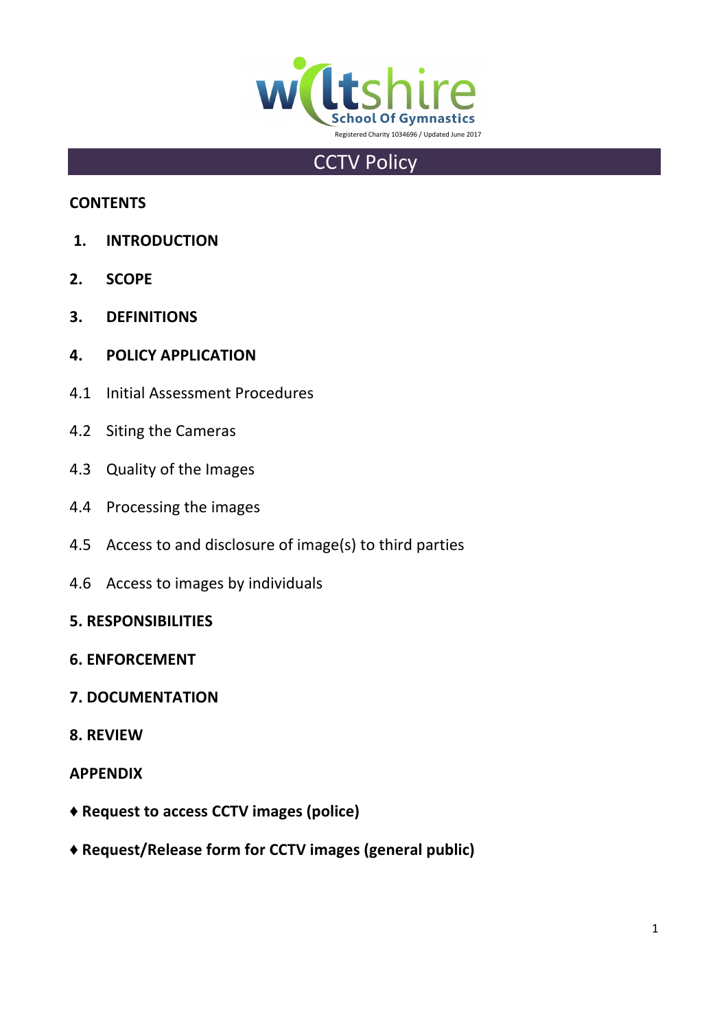Wiltshire School Of Gymnastics

Registered Charity 1034696 / Updated June 2017

# CCTV Policy

**CONTENTS**

**1. INTRODUCTION**

**2. SCOPE**

**3. DEFINITIONS**

**4. POLICY APPLICATION**

4.1 Initial Assessment Procedures

4.2 Siting the Cameras

4.3 Quality of the Images

4.4 Processing the images

4.5 Access to and disclosure of image(s) to third parties

4.6 Access to images by individuals

**5. RESPONSIBILITIES**

**6. ENFORCEMENT**

**7. DOCUMENTATION**

**8. REVIEW**

**APPENDIX**

**♦ Request to access CCTV images (police)**

**♦ Request/Release form for CCTV images (general public)**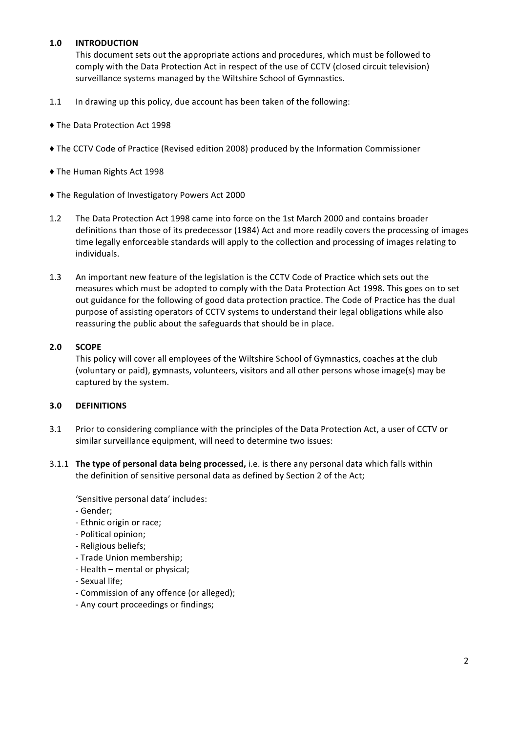## 1.0 INTRODUCTION

This document sets out the appropriate actions and procedures, which must be followed to comply with the Data Protection Act in respect of the use of CCTV (closed circuit television) surveillance systems managed by the Wiltshire School of Gymnastics.

1.1 In drawing up this policy, due account has been taken of the following:

♦ The Data Protection Act 1998

♦ The CCTV Code of Practice (Revised edition 2008) produced by the Information Commissioner

♦ The Human Rights Act 1998

♦ The Regulation of Investigatory Powers Act 2000

1.2 The Data Protection Act 1998 came into force on the 1st March 2000 and contains broader definitions than those of its predecessor (1984) Act and more readily covers the processing of images time legally enforceable standards will apply to the collection and processing of images relating to individuals.

1.3 An important new feature of the legislation is the CCTV Code of Practice which sets out the measures which must be adopted to comply with the Data Protection Act 1998. This goes on to set out guidance for the following of good data protection practice. The Code of Practice has the dual purpose of assisting operators of CCTV systems to understand their legal obligations while also reassuring the public about the safeguards that should be in place.

## 2.0 SCOPE

This policy will cover all employees of the Wiltshire School of Gymnastics, coaches at the club (voluntary or paid), gymnasts, volunteers, visitors and all other persons whose image(s) may be captured by the system.

## 3.0 DEFINITIONS

3.1 Prior to considering compliance with the principles of the Data Protection Act, a user of CCTV or similar surveillance equipment, will need to determine two issues:

3.1.1 **The type of personal data being processed,** i.e. is there any personal data which falls within the definition of sensitive personal data as defined by Section 2 of the Act;

'Sensitive personal data' includes:

- Gender;
- Ethnic origin or race;
- Political opinion;
- Religious beliefs;
- Trade Union membership;
- Health – mental or physical;
- Sexual life;
- Commission of any offence (or alleged);
- Any court proceedings or findings;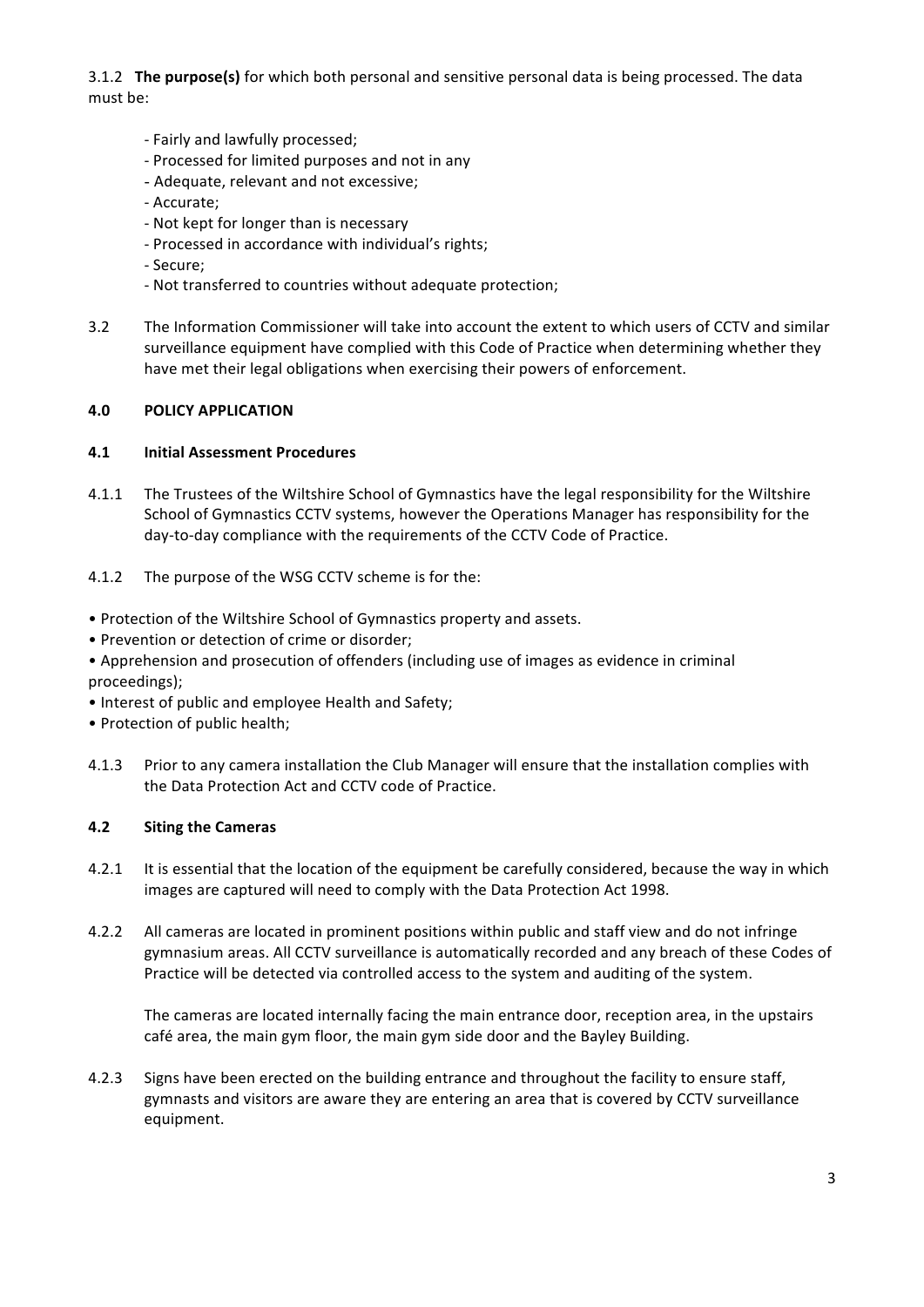3.1.2 **The purpose(s)** for which both personal and sensitive personal data is being processed. The data must be:

- Fairly and lawfully processed;
- Processed for limited purposes and not in any
- Adequate, relevant and not excessive;
- Accurate;
- Not kept for longer than is necessary
- Processed in accordance with individual's rights;
- Secure;
- Not transferred to countries without adequate protection;

3.2 The Information Commissioner will take into account the extent to which users of CCTV and similar surveillance equipment have complied with this Code of Practice when determining whether they have met their legal obligations when exercising their powers of enforcement.

## 4.0 POLICY APPLICATION

### 4.1 Initial Assessment Procedures

4.1.1 The Trustees of the Wiltshire School of Gymnastics have the legal responsibility for the Wiltshire School of Gymnastics CCTV systems, however the Operations Manager has responsibility for the day-to-day compliance with the requirements of the CCTV Code of Practice.

4.1.2 The purpose of the WSG CCTV scheme is for the:

- Protection of the Wiltshire School of Gymnastics property and assets.
- Prevention or detection of crime or disorder;
- Apprehension and prosecution of offenders (including use of images as evidence in criminal proceedings);
- Interest of public and employee Health and Safety;
- Protection of public health;

4.1.3 Prior to any camera installation the Club Manager will ensure that the installation complies with the Data Protection Act and CCTV code of Practice.

### 4.2 Siting the Cameras

4.2.1 It is essential that the location of the equipment be carefully considered, because the way in which images are captured will need to comply with the Data Protection Act 1998.

4.2.2 All cameras are located in prominent positions within public and staff view and do not infringe gymnasium areas. All CCTV surveillance is automatically recorded and any breach of these Codes of Practice will be detected via controlled access to the system and auditing of the system.

The cameras are located internally facing the main entrance door, reception area, in the upstairs café area, the main gym floor, the main gym side door and the Bayley Building.

4.2.3 Signs have been erected on the building entrance and throughout the facility to ensure staff, gymnasts and visitors are aware they are entering an area that is covered by CCTV surveillance equipment.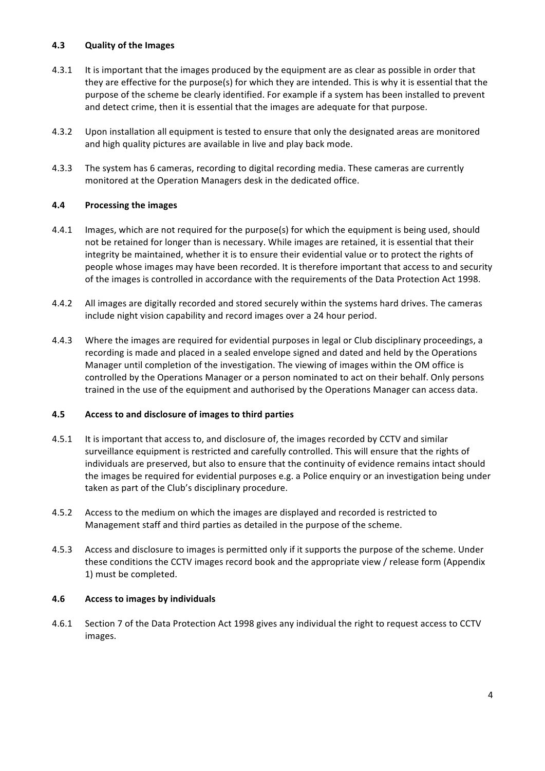### 4.3 Quality of the Images

4.3.1 It is important that the images produced by the equipment are as clear as possible in order that they are effective for the purpose(s) for which they are intended. This is why it is essential that the purpose of the scheme be clearly identified. For example if a system has been installed to prevent and detect crime, then it is essential that the images are adequate for that purpose.

4.3.2 Upon installation all equipment is tested to ensure that only the designated areas are monitored and high quality pictures are available in live and play back mode.

4.3.3 The system has 6 cameras, recording to digital recording media. These cameras are currently monitored at the Operation Managers desk in the dedicated office.

### 4.4 Processing the images

4.4.1 Images, which are not required for the purpose(s) for which the equipment is being used, should not be retained for longer than is necessary. While images are retained, it is essential that their integrity be maintained, whether it is to ensure their evidential value or to protect the rights of people whose images may have been recorded. It is therefore important that access to and security of the images is controlled in accordance with the requirements of the Data Protection Act 1998.

4.4.2 All images are digitally recorded and stored securely within the systems hard drives. The cameras include night vision capability and record images over a 24 hour period.

4.4.3 Where the images are required for evidential purposes in legal or Club disciplinary proceedings, a recording is made and placed in a sealed envelope signed and dated and held by the Operations Manager until completion of the investigation. The viewing of images within the OM office is controlled by the Operations Manager or a person nominated to act on their behalf. Only persons trained in the use of the equipment and authorised by the Operations Manager can access data.

### 4.5 Access to and disclosure of images to third parties

4.5.1 It is important that access to, and disclosure of, the images recorded by CCTV and similar surveillance equipment is restricted and carefully controlled. This will ensure that the rights of individuals are preserved, but also to ensure that the continuity of evidence remains intact should the images be required for evidential purposes e.g. a Police enquiry or an investigation being under taken as part of the Club's disciplinary procedure.

4.5.2 Access to the medium on which the images are displayed and recorded is restricted to Management staff and third parties as detailed in the purpose of the scheme.

4.5.3 Access and disclosure to images is permitted only if it supports the purpose of the scheme. Under these conditions the CCTV images record book and the appropriate view / release form (Appendix 1) must be completed.

### 4.6 Access to images by individuals

4.6.1 Section 7 of the Data Protection Act 1998 gives any individual the right to request access to CCTV images.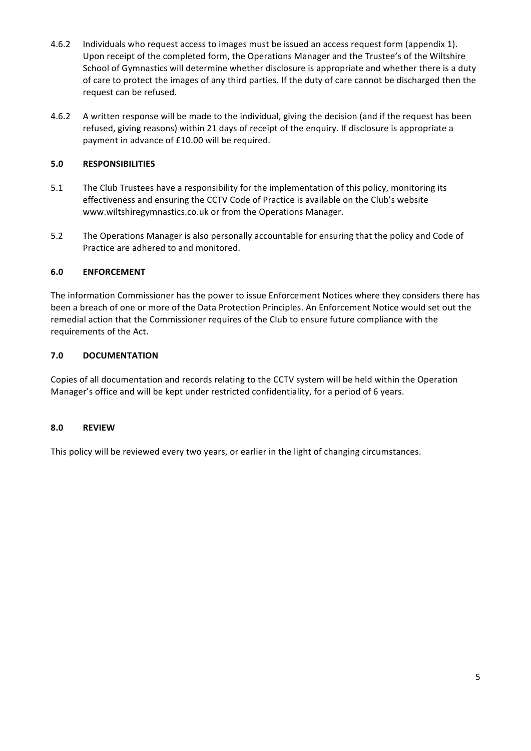4.6.2 Individuals who request access to images must be issued an access request form (appendix 1). Upon receipt of the completed form, the Operations Manager and the Trustee's of the Wiltshire School of Gymnastics will determine whether disclosure is appropriate and whether there is a duty of care to protect the images of any third parties. If the duty of care cannot be discharged then the request can be refused.

4.6.2 A written response will be made to the individual, giving the decision (and if the request has been refused, giving reasons) within 21 days of receipt of the enquiry. If disclosure is appropriate a payment in advance of £10.00 will be required.

## 5.0 RESPONSIBILITIES

5.1 The Club Trustees have a responsibility for the implementation of this policy, monitoring its effectiveness and ensuring the CCTV Code of Practice is available on the Club's website www.wiltshiregymnastics.co.uk or from the Operations Manager.

5.2 The Operations Manager is also personally accountable for ensuring that the policy and Code of Practice are adhered to and monitored.

## 6.0 ENFORCEMENT

The information Commissioner has the power to issue Enforcement Notices where they considers there has been a breach of one or more of the Data Protection Principles. An Enforcement Notice would set out the remedial action that the Commissioner requires of the Club to ensure future compliance with the requirements of the Act.

## 7.0 DOCUMENTATION

Copies of all documentation and records relating to the CCTV system will be held within the Operation Manager's office and will be kept under restricted confidentiality, for a period of 6 years.

## 8.0 REVIEW

This policy will be reviewed every two years, or earlier in the light of changing circumstances.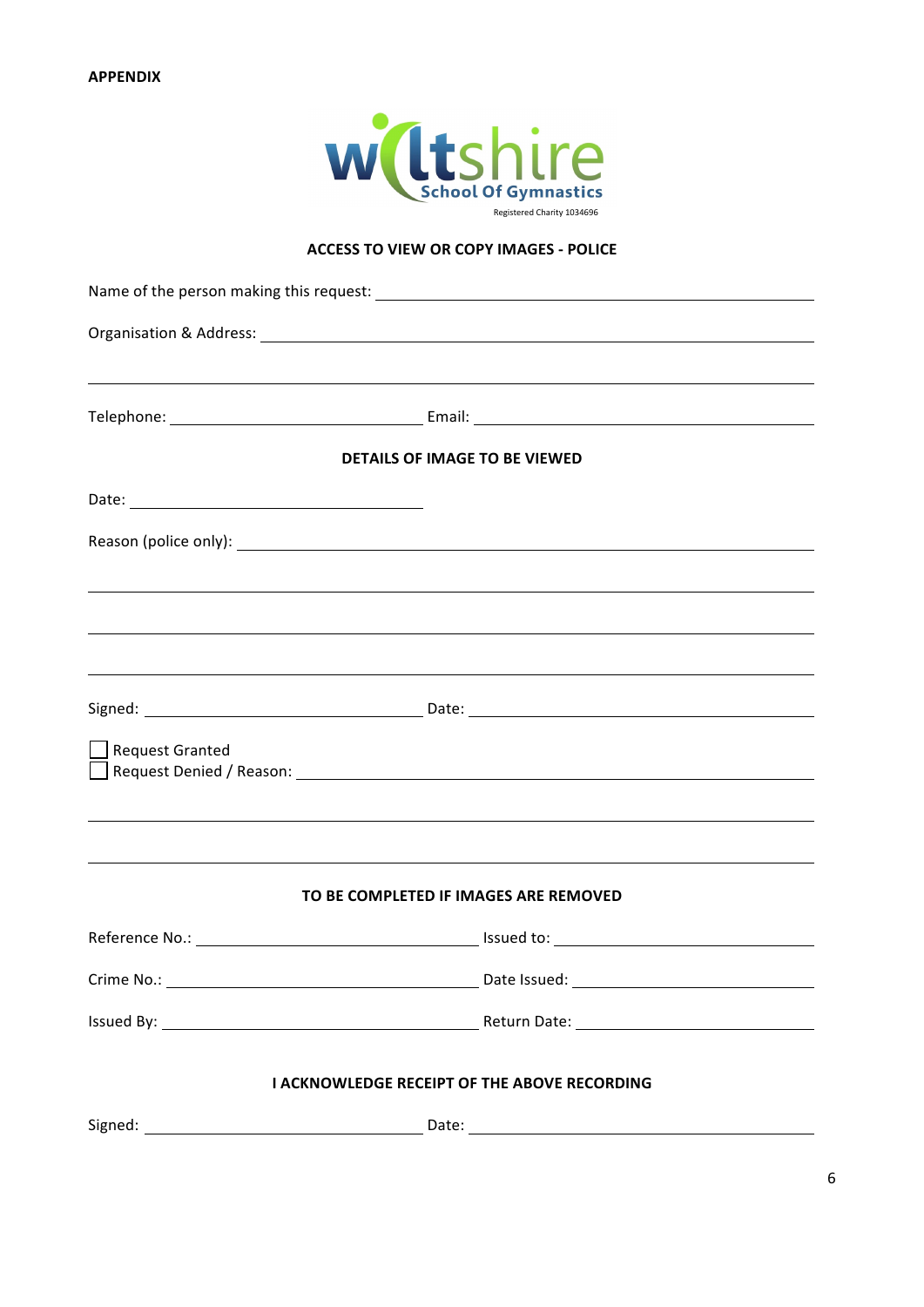**APPENDIX**

wiltshire School Of Gymnastics

Registered Charity 1034696

## ACCESS TO VIEW OR COPY IMAGES - POLICE

Name of the person making this request: ______________________________________________

Organisation & Address: ______________________________________________________

______________________________________________________________________

Telephone: ______________________________ Email: ______________________________

### DETAILS OF IMAGE TO BE VIEWED

Date: ______________________________

Reason (police only): ______________________________________________________

______________________________________________________________________

______________________________________________________________________

______________________________________________________________________

Signed: ______________________________ Date: ______________________________

☐ Request Granted
☐ Request Denied / Reason: ______________________________________________

______________________________________________________________________

______________________________________________________________________

### TO BE COMPLETED IF IMAGES ARE REMOVED

Reference No.: ______________________________ Issued to: ______________________________

Crime No.: ______________________________ Date Issued: ______________________________

Issued By: ______________________________ Return Date: ______________________________

### I ACKNOWLEDGE RECEIPT OF THE ABOVE RECORDING

Signed: ______________________________ Date: ______________________________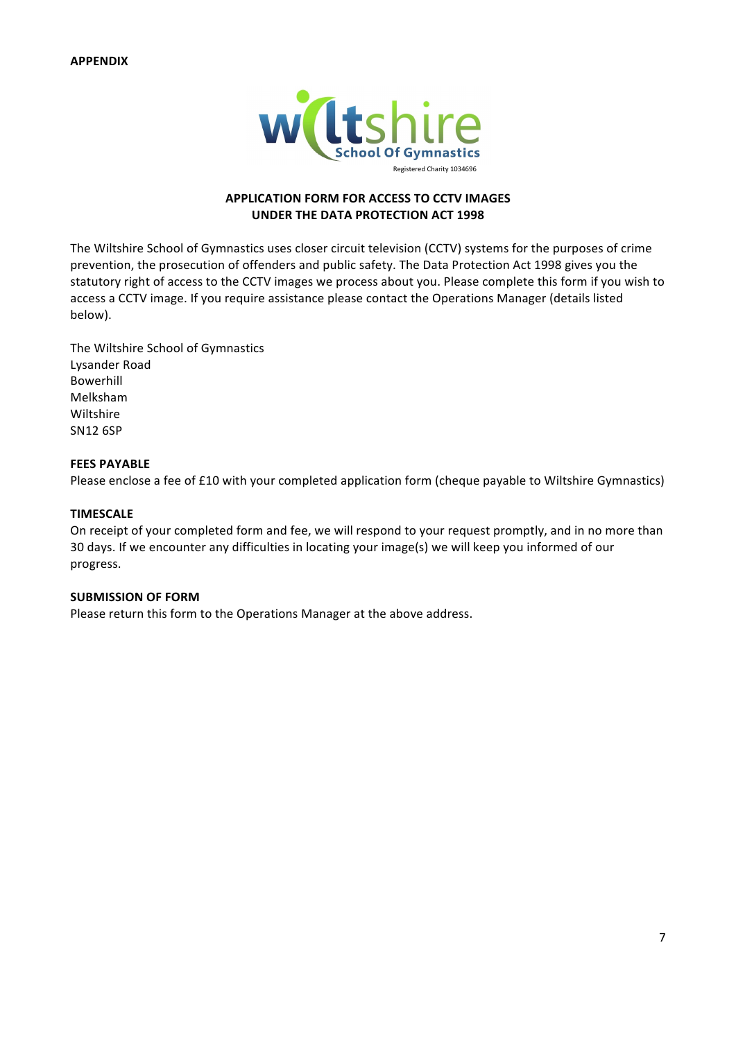**APPENDIX**

wiltshire School Of Gymnastics

Registered Charity 1034696

**APPLICATION FORM FOR ACCESS TO CCTV IMAGES UNDER THE DATA PROTECTION ACT 1998**

The Wiltshire School of Gymnastics uses closer circuit television (CCTV) systems for the purposes of crime prevention, the prosecution of offenders and public safety. The Data Protection Act 1998 gives you the statutory right of access to the CCTV images we process about you. Please complete this form if you wish to access a CCTV image. If you require assistance please contact the Operations Manager (details listed below).

The Wiltshire School of Gymnastics
Lysander Road
Bowerhill
Melksham
Wiltshire
SN12 6SP

**FEES PAYABLE**
Please enclose a fee of £10 with your completed application form (cheque payable to Wiltshire Gymnastics)

**TIMESCALE**
On receipt of your completed form and fee, we will respond to your request promptly, and in no more than 30 days. If we encounter any difficulties in locating your image(s) we will keep you informed of our progress.

**SUBMISSION OF FORM**
Please return this form to the Operations Manager at the above address.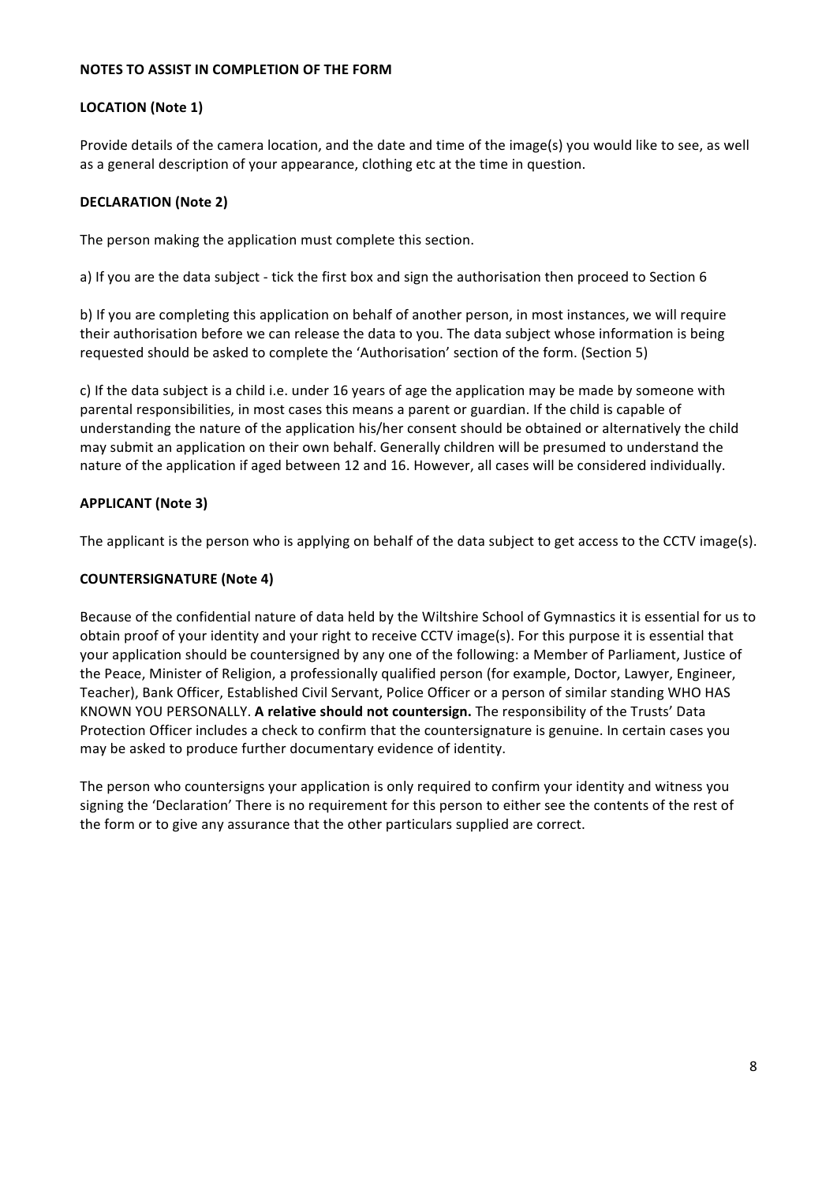## NOTES TO ASSIST IN COMPLETION OF THE FORM

### LOCATION (Note 1)

Provide details of the camera location, and the date and time of the image(s) you would like to see, as well as a general description of your appearance, clothing etc at the time in question.

### DECLARATION (Note 2)

The person making the application must complete this section.

a) If you are the data subject - tick the first box and sign the authorisation then proceed to Section 6

b) If you are completing this application on behalf of another person, in most instances, we will require their authorisation before we can release the data to you. The data subject whose information is being requested should be asked to complete the 'Authorisation' section of the form. (Section 5)

c) If the data subject is a child i.e. under 16 years of age the application may be made by someone with parental responsibilities, in most cases this means a parent or guardian. If the child is capable of understanding the nature of the application his/her consent should be obtained or alternatively the child may submit an application on their own behalf. Generally children will be presumed to understand the nature of the application if aged between 12 and 16. However, all cases will be considered individually.

### APPLICANT (Note 3)

The applicant is the person who is applying on behalf of the data subject to get access to the CCTV image(s).

### COUNTERSIGNATURE (Note 4)

Because of the confidential nature of data held by the Wiltshire School of Gymnastics it is essential for us to obtain proof of your identity and your right to receive CCTV image(s). For this purpose it is essential that your application should be countersigned by any one of the following: a Member of Parliament, Justice of the Peace, Minister of Religion, a professionally qualified person (for example, Doctor, Lawyer, Engineer, Teacher), Bank Officer, Established Civil Servant, Police Officer or a person of similar standing WHO HAS KNOWN YOU PERSONALLY. **A relative should not countersign.** The responsibility of the Trusts' Data Protection Officer includes a check to confirm that the countersignature is genuine. In certain cases you may be asked to produce further documentary evidence of identity.

The person who countersigns your application is only required to confirm your identity and witness you signing the 'Declaration' There is no requirement for this person to either see the contents of the rest of the form or to give any assurance that the other particulars supplied are correct.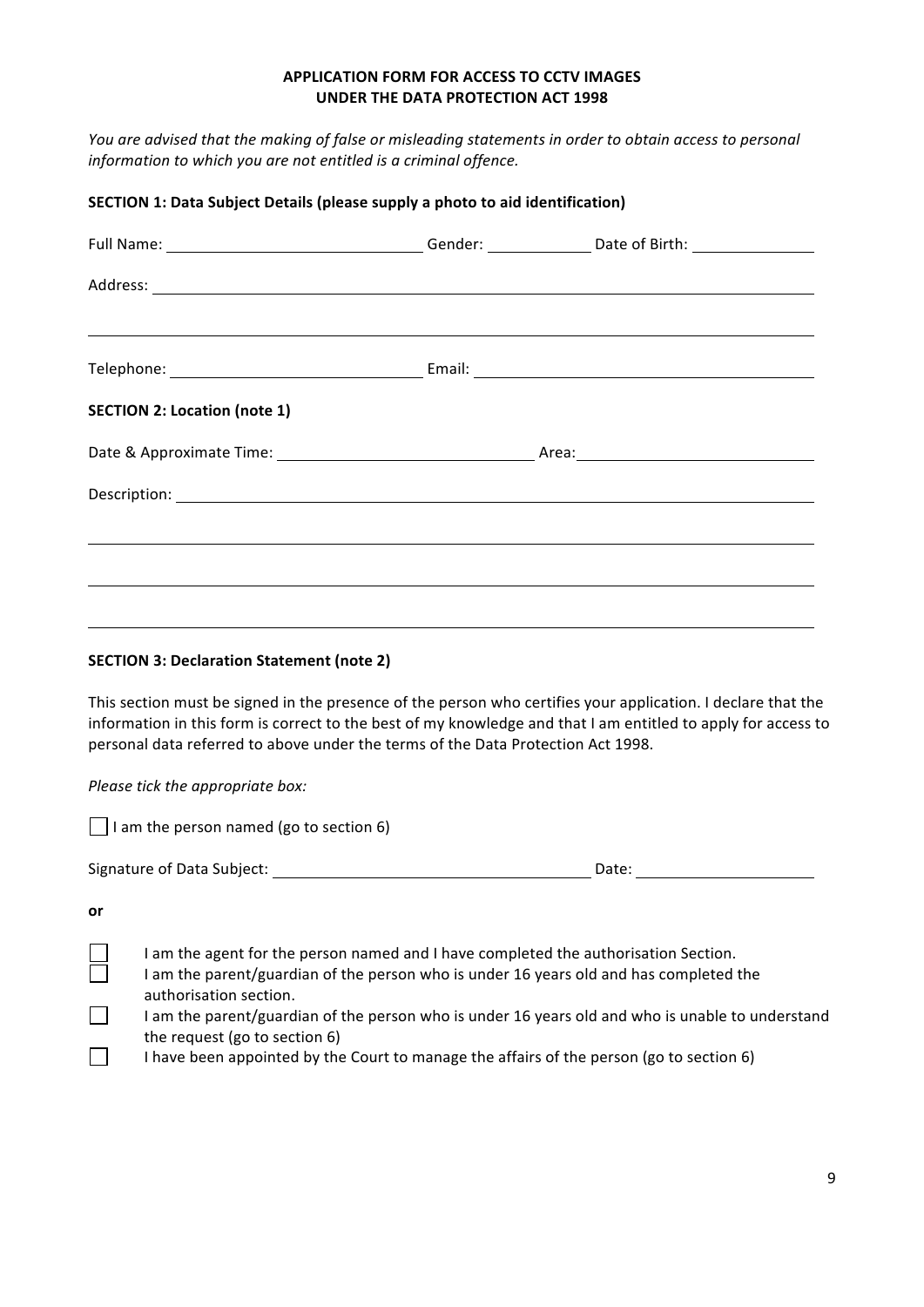**APPLICATION FORM FOR ACCESS TO CCTV IMAGES**
**UNDER THE DATA PROTECTION ACT 1998**

*You are advised that the making of false or misleading statements in order to obtain access to personal information to which you are not entitled is a criminal offence.*

**SECTION 1: Data Subject Details (please supply a photo to aid identification)**

Full Name: ______________________________ Gender: ____________ Date of Birth: ______________

Address: ______________________________________________________________________________

______________________________________________________________________________________

Telephone: ______________________________ Email: ______________________________________

**SECTION 2: Location (note 1)**

Date & Approximate Time: ______________________________ Area: ___________________________

Description: ____________________________________________________________________________

______________________________________________________________________________________

______________________________________________________________________________________

______________________________________________________________________________________

**SECTION 3: Declaration Statement (note 2)**

This section must be signed in the presence of the person who certifies your application. I declare that the information in this form is correct to the best of my knowledge and that I am entitled to apply for access to personal data referred to above under the terms of the Data Protection Act 1998.

*Please tick the appropriate box:*

☐ I am the person named (go to section 6)

Signature of Data Subject: ____________________________________ Date: ____________________

**or**

☐ I am the agent for the person named and I have completed the authorisation Section.

☐ I am the parent/guardian of the person who is under 16 years old and has completed the authorisation section.

☐ I am the parent/guardian of the person who is under 16 years old and who is unable to understand the request (go to section 6)

☐ I have been appointed by the Court to manage the affairs of the person (go to section 6)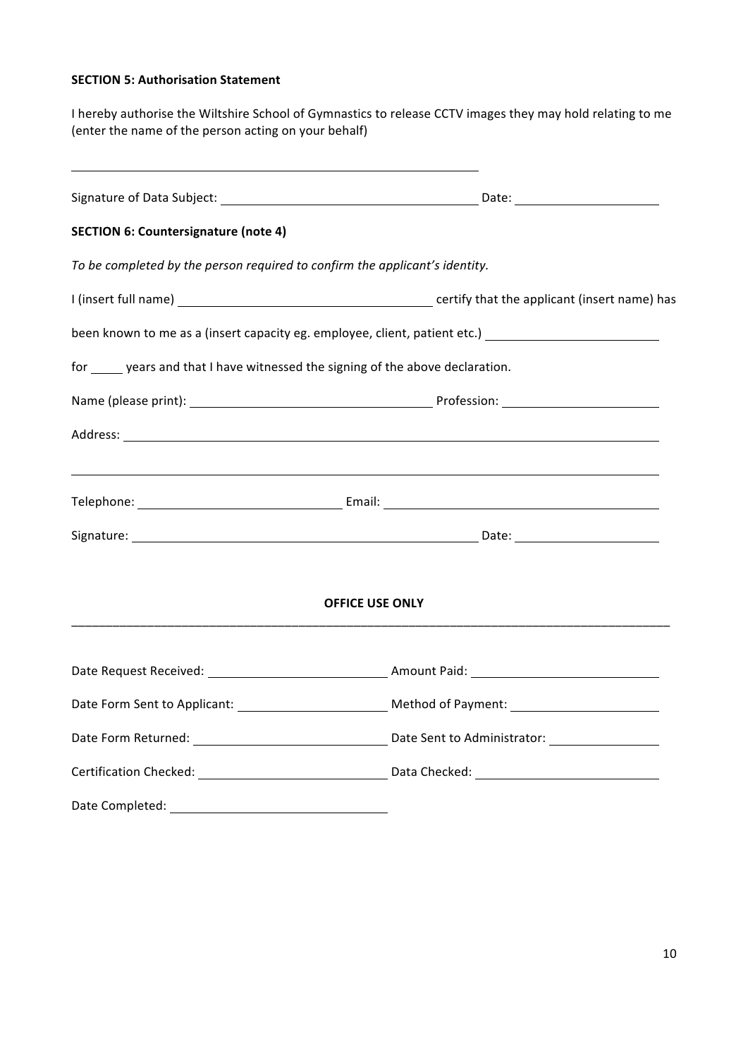**SECTION 5: Authorisation Statement**

I hereby authorise the Wiltshire School of Gymnastics to release CCTV images they may hold relating to me (enter the name of the person acting on your behalf)

______________________________________________

Signature of Data Subject: ______________________________ Date: ________________

**SECTION 6: Countersignature (note 4)**

*To be completed by the person required to confirm the applicant's identity.*

I (insert full name) ______________________________ certify that the applicant (insert name) has

been known to me as a (insert capacity eg. employee, client, patient etc.) ____________________

for _____ years and that I have witnessed the signing of the above declaration.

Name (please print): ______________________________ Profession: ____________________

Address: ______________________________________________________________________

______________________________________________________________________________

Telephone: ________________________ Email: __________________________________

Signature: ________________________________________ Date: ________________

**OFFICE USE ONLY**

______________________________________________________________________________

Date Request Received: ______________________ Amount Paid: ______________________

Date Form Sent to Applicant: __________________ Method of Payment: __________________

Date Form Returned: ________________________ Date Sent to Administrator: ______________

Certification Checked: _______________________ Data Checked: _____________________

Date Completed: ___________________________